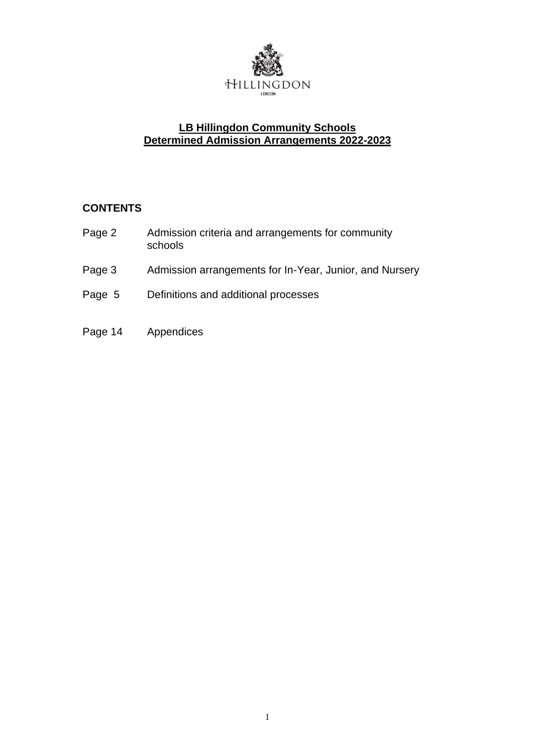HILLINGDON

LONDON

# LB Hillingdon Community Schools
# Determined Admission Arrangements 2022-2023

**CONTENTS**

| | |
|---|---|
| Page 2 | Admission criteria and arrangements for community schools |
| Page 3 | Admission arrangements for In-Year, Junior, and Nursery |
| Page 5 | Definitions and additional processes |
| Page 14 | Appendices |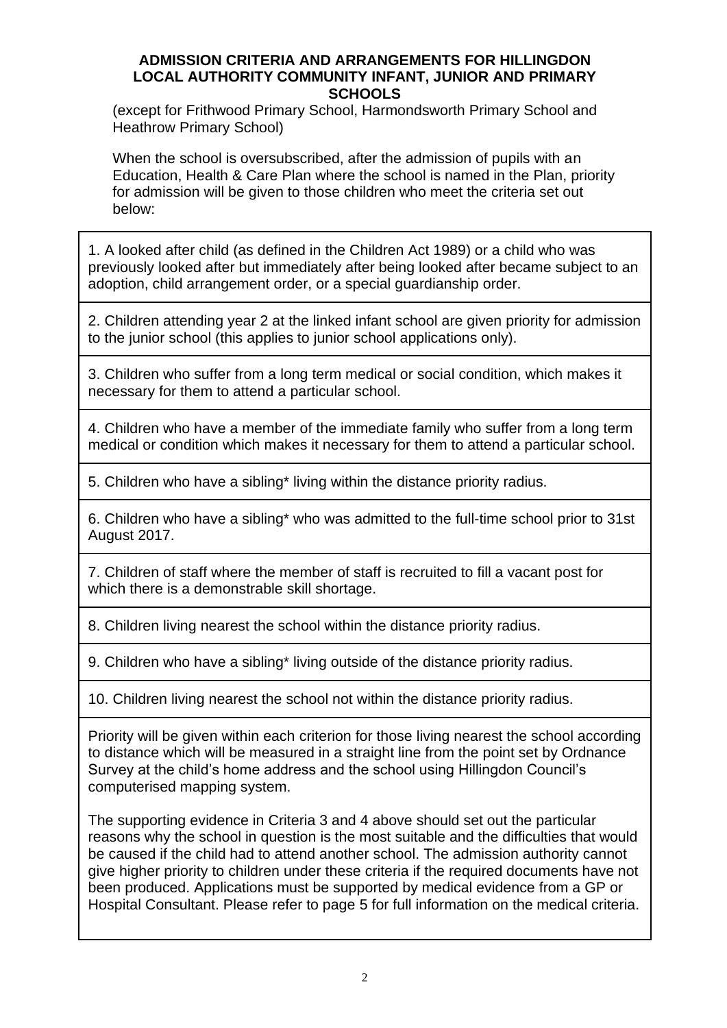# ADMISSION CRITERIA AND ARRANGEMENTS FOR HILLINGDON LOCAL AUTHORITY COMMUNITY INFANT, JUNIOR AND PRIMARY SCHOOLS

(except for Frithwood Primary School, Harmondsworth Primary School and Heathrow Primary School)

When the school is oversubscribed, after the admission of pupils with an Education, Health & Care Plan where the school is named in the Plan, priority for admission will be given to those children who meet the criteria set out below:

1. A looked after child (as defined in the Children Act 1989) or a child who was previously looked after but immediately after being looked after became subject to an adoption, child arrangement order, or a special guardianship order.

2. Children attending year 2 at the linked infant school are given priority for admission to the junior school (this applies to junior school applications only).

3. Children who suffer from a long term medical or social condition, which makes it necessary for them to attend a particular school.

4. Children who have a member of the immediate family who suffer from a long term medical or condition which makes it necessary for them to attend a particular school.

5. Children who have a sibling* living within the distance priority radius.

6. Children who have a sibling* who was admitted to the full-time school prior to 31st August 2017.

7. Children of staff where the member of staff is recruited to fill a vacant post for which there is a demonstrable skill shortage.

8. Children living nearest the school within the distance priority radius.

9. Children who have a sibling* living outside of the distance priority radius.

10. Children living nearest the school not within the distance priority radius.

Priority will be given within each criterion for those living nearest the school according to distance which will be measured in a straight line from the point set by Ordnance Survey at the child's home address and the school using Hillingdon Council's computerised mapping system.

The supporting evidence in Criteria 3 and 4 above should set out the particular reasons why the school in question is the most suitable and the difficulties that would be caused if the child had to attend another school. The admission authority cannot give higher priority to children under these criteria if the required documents have not been produced. Applications must be supported by medical evidence from a GP or Hospital Consultant. Please refer to page 5 for full information on the medical criteria.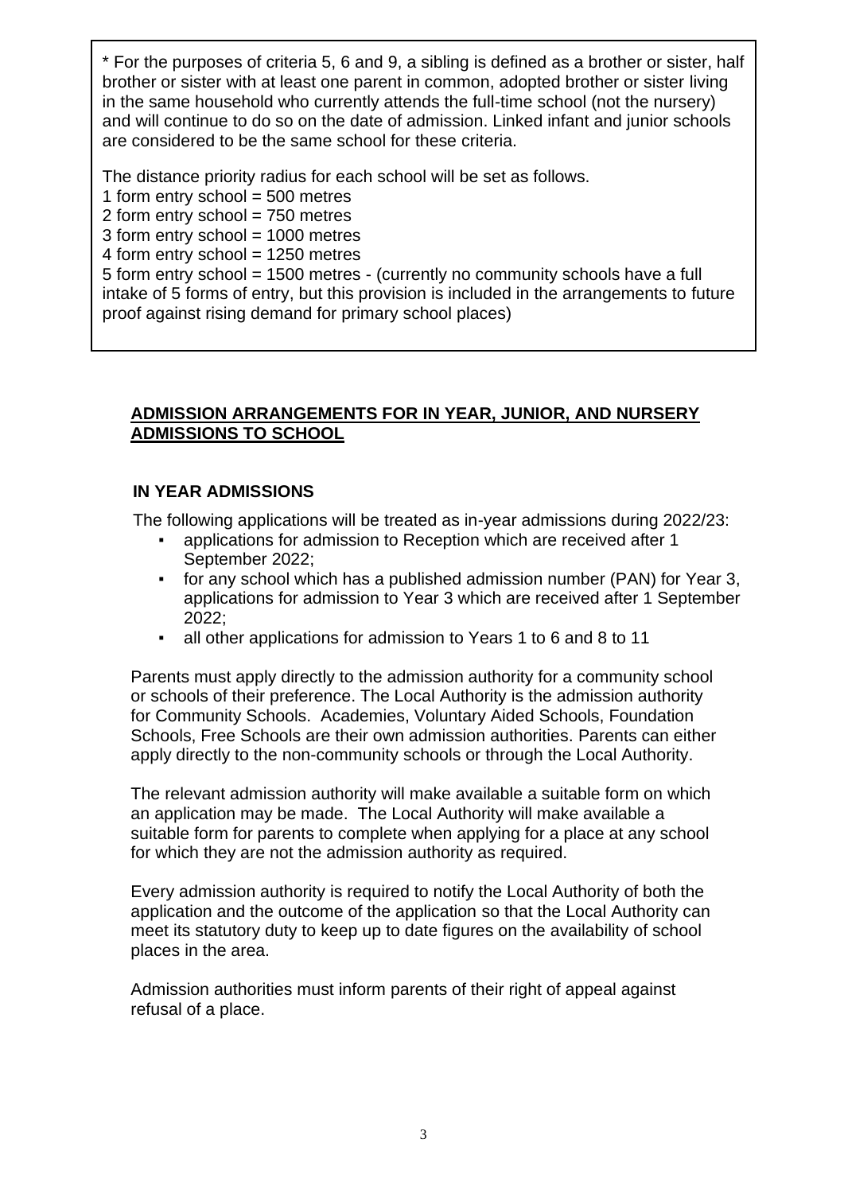* For the purposes of criteria 5, 6 and 9, a sibling is defined as a brother or sister, half brother or sister with at least one parent in common, adopted brother or sister living in the same household who currently attends the full-time school (not the nursery) and will continue to do so on the date of admission. Linked infant and junior schools are considered to be the same school for these criteria.

The distance priority radius for each school will be set as follows.
1 form entry school = 500 metres
2 form entry school = 750 metres
3 form entry school = 1000 metres
4 form entry school = 1250 metres
5 form entry school = 1500 metres - (currently no community schools have a full intake of 5 forms of entry, but this provision is included in the arrangements to future proof against rising demand for primary school places)

## ADMISSION ARRANGEMENTS FOR IN YEAR, JUNIOR, AND NURSERY ADMISSIONS TO SCHOOL

### IN YEAR ADMISSIONS

The following applications will be treated as in-year admissions during 2022/23:

- applications for admission to Reception which are received after 1 September 2022;
- for any school which has a published admission number (PAN) for Year 3, applications for admission to Year 3 which are received after 1 September 2022;
- all other applications for admission to Years 1 to 6 and 8 to 11

Parents must apply directly to the admission authority for a community school or schools of their preference. The Local Authority is the admission authority for Community Schools. Academies, Voluntary Aided Schools, Foundation Schools, Free Schools are their own admission authorities. Parents can either apply directly to the non-community schools or through the Local Authority.

The relevant admission authority will make available a suitable form on which an application may be made. The Local Authority will make available a suitable form for parents to complete when applying for a place at any school for which they are not the admission authority as required.

Every admission authority is required to notify the Local Authority of both the application and the outcome of the application so that the Local Authority can meet its statutory duty to keep up to date figures on the availability of school places in the area.

Admission authorities must inform parents of their right of appeal against refusal of a place.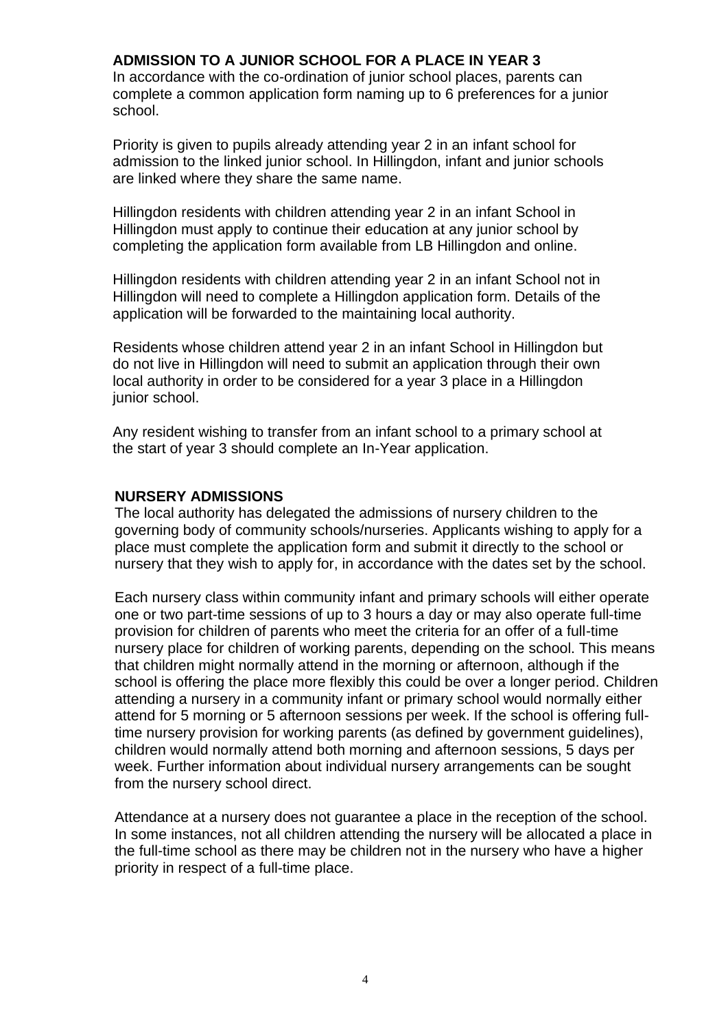## ADMISSION TO A JUNIOR SCHOOL FOR A PLACE IN YEAR 3

In accordance with the co-ordination of junior school places, parents can complete a common application form naming up to 6 preferences for a junior school.

Priority is given to pupils already attending year 2 in an infant school for admission to the linked junior school. In Hillingdon, infant and junior schools are linked where they share the same name.

Hillingdon residents with children attending year 2 in an infant School in Hillingdon must apply to continue their education at any junior school by completing the application form available from LB Hillingdon and online.

Hillingdon residents with children attending year 2 in an infant School not in Hillingdon will need to complete a Hillingdon application form. Details of the application will be forwarded to the maintaining local authority.

Residents whose children attend year 2 in an infant School in Hillingdon but do not live in Hillingdon will need to submit an application through their own local authority in order to be considered for a year 3 place in a Hillingdon junior school.

Any resident wishing to transfer from an infant school to a primary school at the start of year 3 should complete an In-Year application.

## NURSERY ADMISSIONS

The local authority has delegated the admissions of nursery children to the governing body of community schools/nurseries. Applicants wishing to apply for a place must complete the application form and submit it directly to the school or nursery that they wish to apply for, in accordance with the dates set by the school.

Each nursery class within community infant and primary schools will either operate one or two part-time sessions of up to 3 hours a day or may also operate full-time provision for children of parents who meet the criteria for an offer of a full-time nursery place for children of working parents, depending on the school. This means that children might normally attend in the morning or afternoon, although if the school is offering the place more flexibly this could be over a longer period. Children attending a nursery in a community infant or primary school would normally either attend for 5 morning or 5 afternoon sessions per week. If the school is offering full-time nursery provision for working parents (as defined by government guidelines), children would normally attend both morning and afternoon sessions, 5 days per week. Further information about individual nursery arrangements can be sought from the nursery school direct.

Attendance at a nursery does not guarantee a place in the reception of the school. In some instances, not all children attending the nursery will be allocated a place in the full-time school as there may be children not in the nursery who have a higher priority in respect of a full-time place.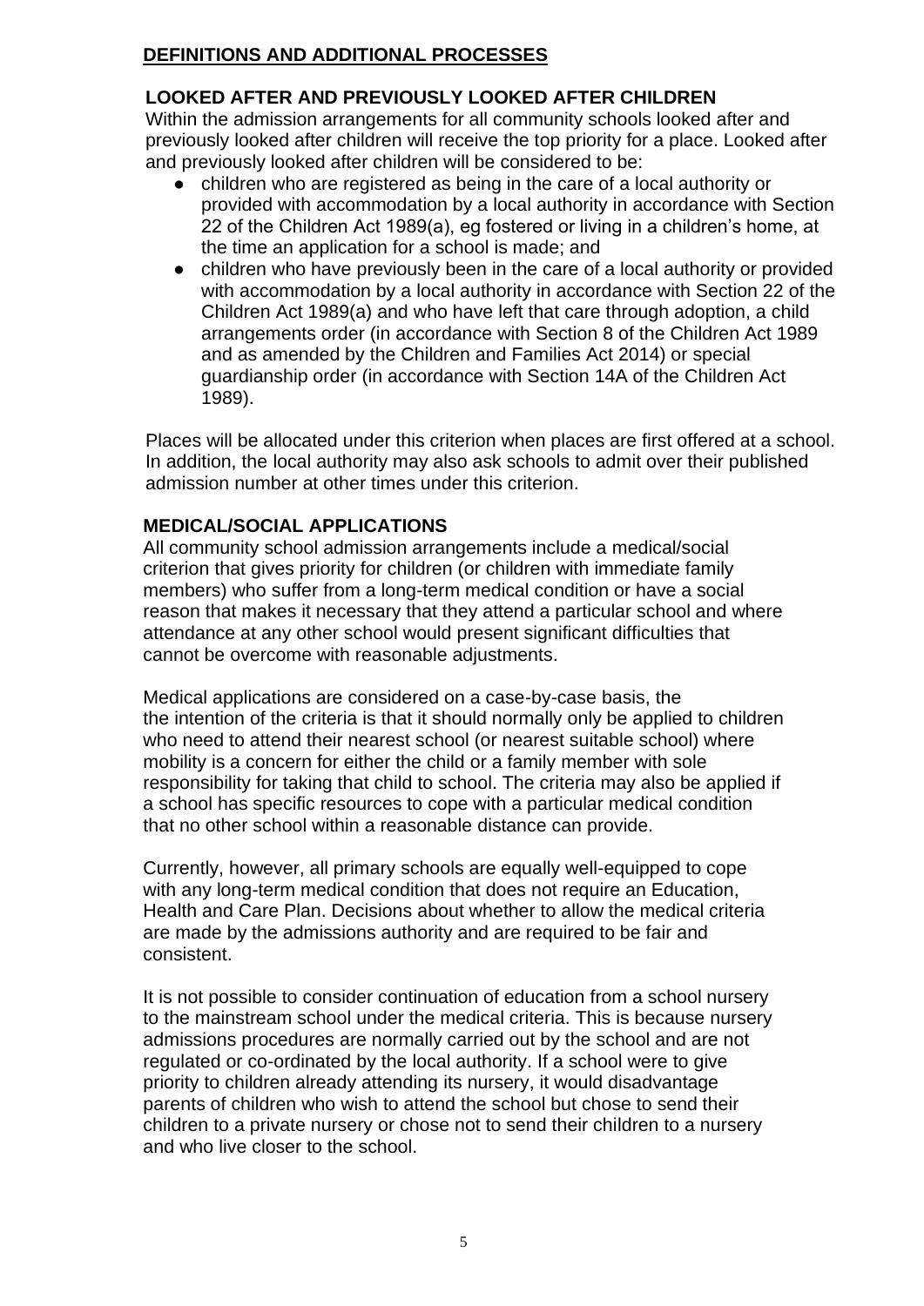## DEFINITIONS AND ADDITIONAL PROCESSES

### LOOKED AFTER AND PREVIOUSLY LOOKED AFTER CHILDREN

Within the admission arrangements for all community schools looked after and previously looked after children will receive the top priority for a place. Looked after and previously looked after children will be considered to be:

- children who are registered as being in the care of a local authority or provided with accommodation by a local authority in accordance with Section 22 of the Children Act 1989(a), eg fostered or living in a children's home, at the time an application for a school is made; and
- children who have previously been in the care of a local authority or provided with accommodation by a local authority in accordance with Section 22 of the Children Act 1989(a) and who have left that care through adoption, a child arrangements order (in accordance with Section 8 of the Children Act 1989 and as amended by the Children and Families Act 2014) or special guardianship order (in accordance with Section 14A of the Children Act 1989).

Places will be allocated under this criterion when places are first offered at a school. In addition, the local authority may also ask schools to admit over their published admission number at other times under this criterion.

### MEDICAL/SOCIAL APPLICATIONS

All community school admission arrangements include a medical/social criterion that gives priority for children (or children with immediate family members) who suffer from a long-term medical condition or have a social reason that makes it necessary that they attend a particular school and where attendance at any other school would present significant difficulties that cannot be overcome with reasonable adjustments.

Medical applications are considered on a case-by-case basis, the the intention of the criteria is that it should normally only be applied to children who need to attend their nearest school (or nearest suitable school) where mobility is a concern for either the child or a family member with sole responsibility for taking that child to school. The criteria may also be applied if a school has specific resources to cope with a particular medical condition that no other school within a reasonable distance can provide.

Currently, however, all primary schools are equally well-equipped to cope with any long-term medical condition that does not require an Education, Health and Care Plan. Decisions about whether to allow the medical criteria are made by the admissions authority and are required to be fair and consistent.

It is not possible to consider continuation of education from a school nursery to the mainstream school under the medical criteria. This is because nursery admissions procedures are normally carried out by the school and are not regulated or co-ordinated by the local authority. If a school were to give priority to children already attending its nursery, it would disadvantage parents of children who wish to attend the school but chose to send their children to a private nursery or chose not to send their children to a nursery and who live closer to the school.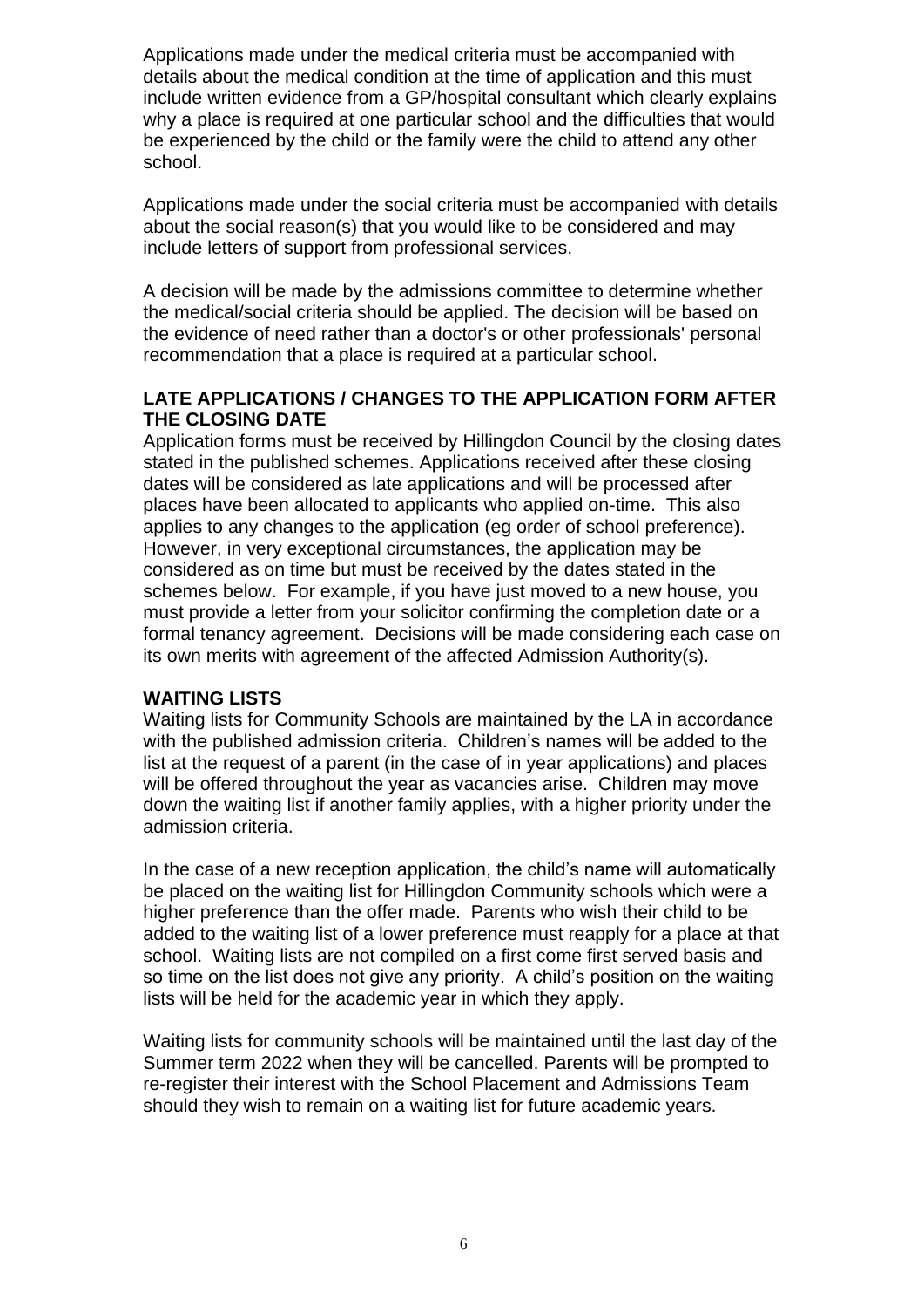Applications made under the medical criteria must be accompanied with details about the medical condition at the time of application and this must include written evidence from a GP/hospital consultant which clearly explains why a place is required at one particular school and the difficulties that would be experienced by the child or the family were the child to attend any other school.

Applications made under the social criteria must be accompanied with details about the social reason(s) that you would like to be considered and may include letters of support from professional services.

A decision will be made by the admissions committee to determine whether the medical/social criteria should be applied. The decision will be based on the evidence of need rather than a doctor's or other professionals' personal recommendation that a place is required at a particular school.

## LATE APPLICATIONS / CHANGES TO THE APPLICATION FORM AFTER THE CLOSING DATE

Application forms must be received by Hillingdon Council by the closing dates stated in the published schemes. Applications received after these closing dates will be considered as late applications and will be processed after places have been allocated to applicants who applied on-time. This also applies to any changes to the application (eg order of school preference). However, in very exceptional circumstances, the application may be considered as on time but must be received by the dates stated in the schemes below. For example, if you have just moved to a new house, you must provide a letter from your solicitor confirming the completion date or a formal tenancy agreement. Decisions will be made considering each case on its own merits with agreement of the affected Admission Authority(s).

## WAITING LISTS

Waiting lists for Community Schools are maintained by the LA in accordance with the published admission criteria. Children's names will be added to the list at the request of a parent (in the case of in year applications) and places will be offered throughout the year as vacancies arise. Children may move down the waiting list if another family applies, with a higher priority under the admission criteria.

In the case of a new reception application, the child's name will automatically be placed on the waiting list for Hillingdon Community schools which were a higher preference than the offer made. Parents who wish their child to be added to the waiting list of a lower preference must reapply for a place at that school. Waiting lists are not compiled on a first come first served basis and so time on the list does not give any priority. A child's position on the waiting lists will be held for the academic year in which they apply.

Waiting lists for community schools will be maintained until the last day of the Summer term 2022 when they will be cancelled. Parents will be prompted to re-register their interest with the School Placement and Admissions Team should they wish to remain on a waiting list for future academic years.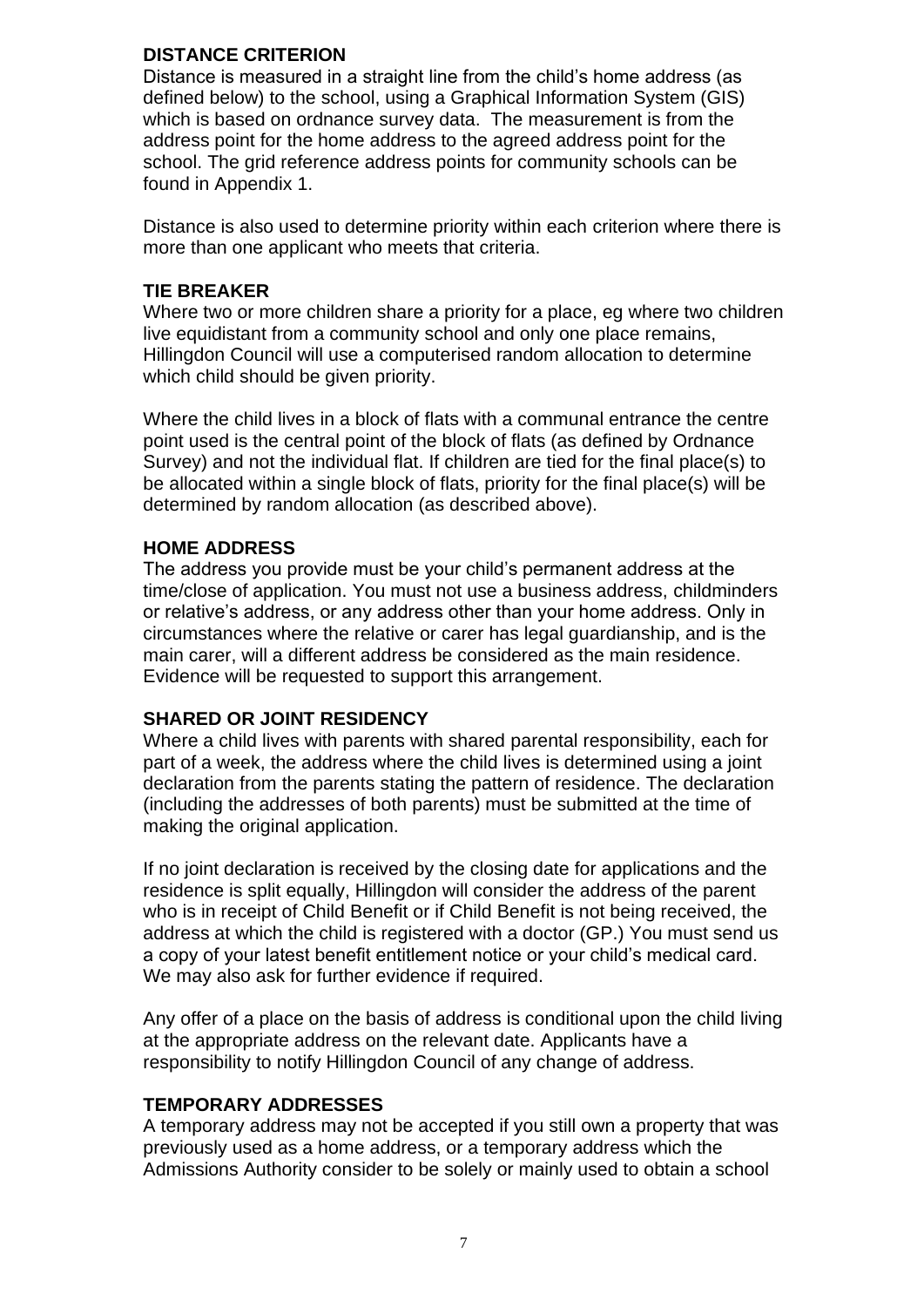## DISTANCE CRITERION

Distance is measured in a straight line from the child's home address (as defined below) to the school, using a Graphical Information System (GIS) which is based on ordnance survey data. The measurement is from the address point for the home address to the agreed address point for the school. The grid reference address points for community schools can be found in Appendix 1.

Distance is also used to determine priority within each criterion where there is more than one applicant who meets that criteria.

## TIE BREAKER

Where two or more children share a priority for a place, eg where two children live equidistant from a community school and only one place remains, Hillingdon Council will use a computerised random allocation to determine which child should be given priority.

Where the child lives in a block of flats with a communal entrance the centre point used is the central point of the block of flats (as defined by Ordnance Survey) and not the individual flat. If children are tied for the final place(s) to be allocated within a single block of flats, priority for the final place(s) will be determined by random allocation (as described above).

## HOME ADDRESS

The address you provide must be your child's permanent address at the time/close of application. You must not use a business address, childminders or relative's address, or any address other than your home address. Only in circumstances where the relative or carer has legal guardianship, and is the main carer, will a different address be considered as the main residence. Evidence will be requested to support this arrangement.

## SHARED OR JOINT RESIDENCY

Where a child lives with parents with shared parental responsibility, each for part of a week, the address where the child lives is determined using a joint declaration from the parents stating the pattern of residence. The declaration (including the addresses of both parents) must be submitted at the time of making the original application.

If no joint declaration is received by the closing date for applications and the residence is split equally, Hillingdon will consider the address of the parent who is in receipt of Child Benefit or if Child Benefit is not being received, the address at which the child is registered with a doctor (GP.) You must send us a copy of your latest benefit entitlement notice or your child's medical card. We may also ask for further evidence if required.

Any offer of a place on the basis of address is conditional upon the child living at the appropriate address on the relevant date. Applicants have a responsibility to notify Hillingdon Council of any change of address.

## TEMPORARY ADDRESSES

A temporary address may not be accepted if you still own a property that was previously used as a home address, or a temporary address which the Admissions Authority consider to be solely or mainly used to obtain a school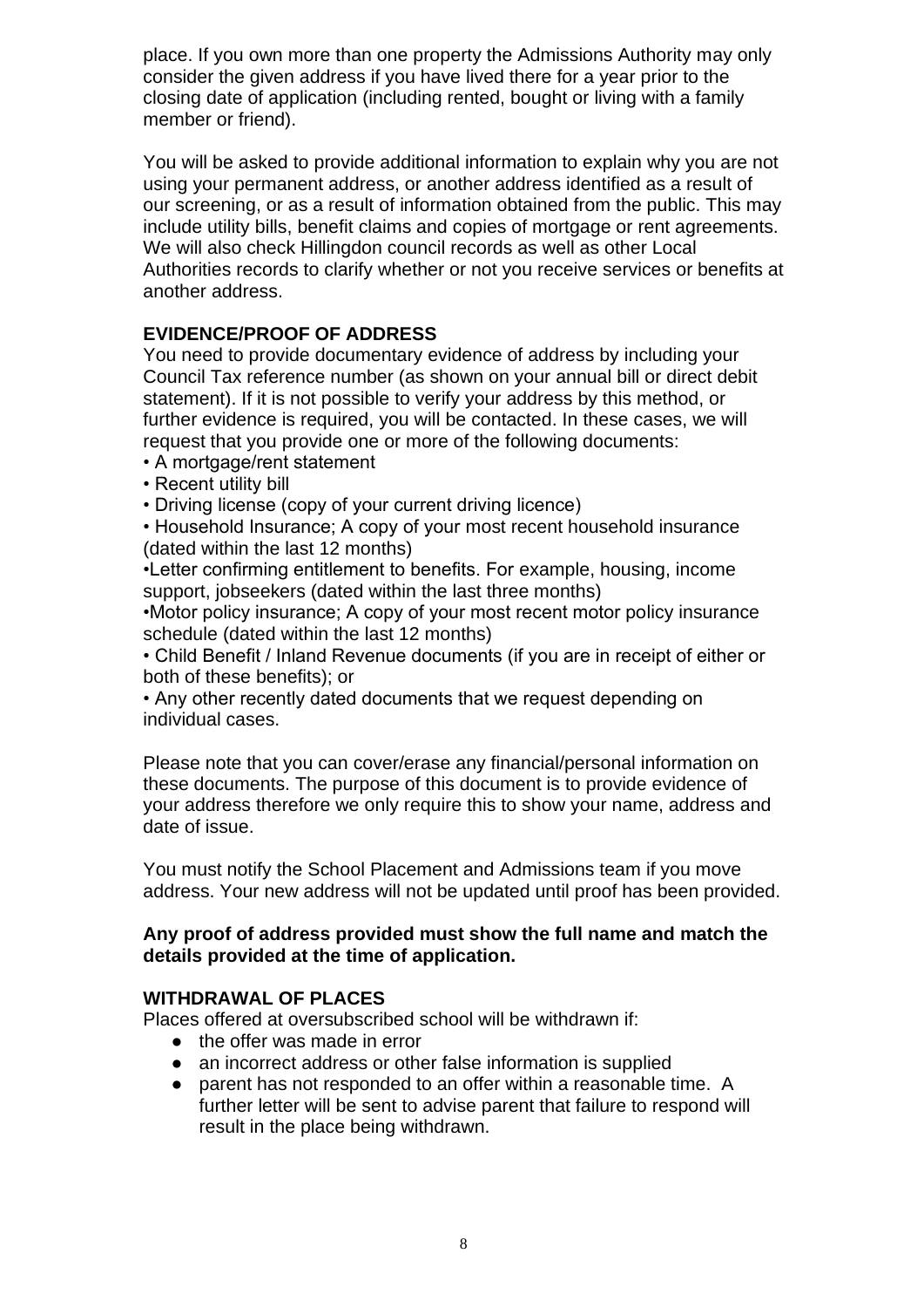place. If you own more than one property the Admissions Authority may only consider the given address if you have lived there for a year prior to the closing date of application (including rented, bought or living with a family member or friend).

You will be asked to provide additional information to explain why you are not using your permanent address, or another address identified as a result of our screening, or as a result of information obtained from the public. This may include utility bills, benefit claims and copies of mortgage or rent agreements. We will also check Hillingdon council records as well as other Local Authorities records to clarify whether or not you receive services or benefits at another address.

**EVIDENCE/PROOF OF ADDRESS**

You need to provide documentary evidence of address by including your Council Tax reference number (as shown on your annual bill or direct debit statement). If it is not possible to verify your address by this method, or further evidence is required, you will be contacted. In these cases, we will request that you provide one or more of the following documents:

- A mortgage/rent statement
- Recent utility bill
- Driving license (copy of your current driving licence)
- Household Insurance; A copy of your most recent household insurance (dated within the last 12 months)
- Letter confirming entitlement to benefits. For example, housing, income support, jobseekers (dated within the last three months)
- Motor policy insurance; A copy of your most recent motor policy insurance schedule (dated within the last 12 months)
- Child Benefit / Inland Revenue documents (if you are in receipt of either or both of these benefits); or
- Any other recently dated documents that we request depending on individual cases.

Please note that you can cover/erase any financial/personal information on these documents. The purpose of this document is to provide evidence of your address therefore we only require this to show your name, address and date of issue.

You must notify the School Placement and Admissions team if you move address. Your new address will not be updated until proof has been provided.

**Any proof of address provided must show the full name and match the details provided at the time of application.**

**WITHDRAWAL OF PLACES**

Places offered at oversubscribed school will be withdrawn if:

- the offer was made in error
- an incorrect address or other false information is supplied
- parent has not responded to an offer within a reasonable time. A further letter will be sent to advise parent that failure to respond will result in the place being withdrawn.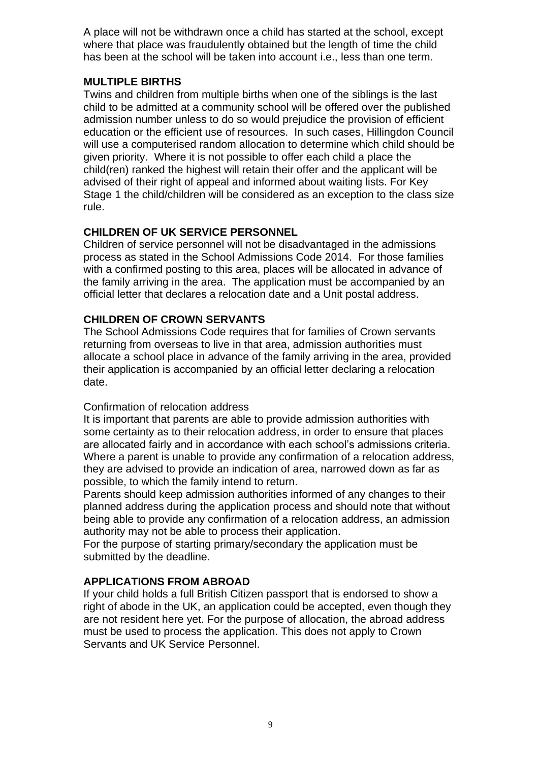A place will not be withdrawn once a child has started at the school, except where that place was fraudulently obtained but the length of time the child has been at the school will be taken into account i.e., less than one term.

**MULTIPLE BIRTHS**

Twins and children from multiple births when one of the siblings is the last child to be admitted at a community school will be offered over the published admission number unless to do so would prejudice the provision of efficient education or the efficient use of resources. In such cases, Hillingdon Council will use a computerised random allocation to determine which child should be given priority. Where it is not possible to offer each child a place the child(ren) ranked the highest will retain their offer and the applicant will be advised of their right of appeal and informed about waiting lists. For Key Stage 1 the child/children will be considered as an exception to the class size rule.

**CHILDREN OF UK SERVICE PERSONNEL**

Children of service personnel will not be disadvantaged in the admissions process as stated in the School Admissions Code 2014. For those families with a confirmed posting to this area, places will be allocated in advance of the family arriving in the area. The application must be accompanied by an official letter that declares a relocation date and a Unit postal address.

**CHILDREN OF CROWN SERVANTS**

The School Admissions Code requires that for families of Crown servants returning from overseas to live in that area, admission authorities must allocate a school place in advance of the family arriving in the area, provided their application is accompanied by an official letter declaring a relocation date.

Confirmation of relocation address

It is important that parents are able to provide admission authorities with some certainty as to their relocation address, in order to ensure that places are allocated fairly and in accordance with each school's admissions criteria. Where a parent is unable to provide any confirmation of a relocation address, they are advised to provide an indication of area, narrowed down as far as possible, to which the family intend to return.

Parents should keep admission authorities informed of any changes to their planned address during the application process and should note that without being able to provide any confirmation of a relocation address, an admission authority may not be able to process their application.

For the purpose of starting primary/secondary the application must be submitted by the deadline.

**APPLICATIONS FROM ABROAD**

If your child holds a full British Citizen passport that is endorsed to show a right of abode in the UK, an application could be accepted, even though they are not resident here yet. For the purpose of allocation, the abroad address must be used to process the application. This does not apply to Crown Servants and UK Service Personnel.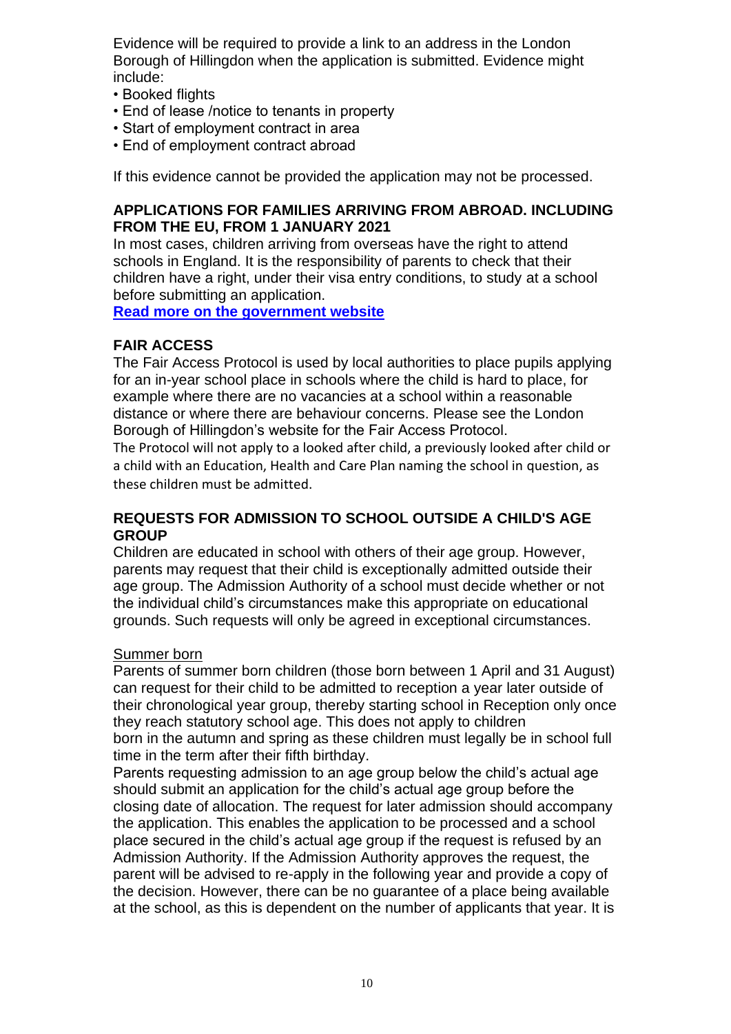Evidence will be required to provide a link to an address in the London Borough of Hillingdon when the application is submitted. Evidence might include:

- Booked flights
- End of lease /notice to tenants in property
- Start of employment contract in area
- End of employment contract abroad

If this evidence cannot be provided the application may not be processed.

### APPLICATIONS FOR FAMILIES ARRIVING FROM ABROAD. INCLUDING FROM THE EU, FROM 1 JANUARY 2021

In most cases, children arriving from overseas have the right to attend schools in England. It is the responsibility of parents to check that their children have a right, under their visa entry conditions, to study at a school before submitting an application.

**Read more on the government website**

### FAIR ACCESS

The Fair Access Protocol is used by local authorities to place pupils applying for an in-year school place in schools where the child is hard to place, for example where there are no vacancies at a school within a reasonable distance or where there are behaviour concerns. Please see the London Borough of Hillingdon's website for the Fair Access Protocol.

The Protocol will not apply to a looked after child, a previously looked after child or a child with an Education, Health and Care Plan naming the school in question, as these children must be admitted.

### REQUESTS FOR ADMISSION TO SCHOOL OUTSIDE A CHILD'S AGE GROUP

Children are educated in school with others of their age group. However, parents may request that their child is exceptionally admitted outside their age group. The Admission Authority of a school must decide whether or not the individual child's circumstances make this appropriate on educational grounds. Such requests will only be agreed in exceptional circumstances.

Summer born

Parents of summer born children (those born between 1 April and 31 August) can request for their child to be admitted to reception a year later outside of their chronological year group, thereby starting school in Reception only once they reach statutory school age. This does not apply to children born in the autumn and spring as these children must legally be in school full time in the term after their fifth birthday.

Parents requesting admission to an age group below the child's actual age should submit an application for the child's actual age group before the closing date of allocation. The request for later admission should accompany the application. This enables the application to be processed and a school place secured in the child's actual age group if the request is refused by an Admission Authority. If the Admission Authority approves the request, the parent will be advised to re-apply in the following year and provide a copy of the decision. However, there can be no guarantee of a place being available at the school, as this is dependent on the number of applicants that year. It is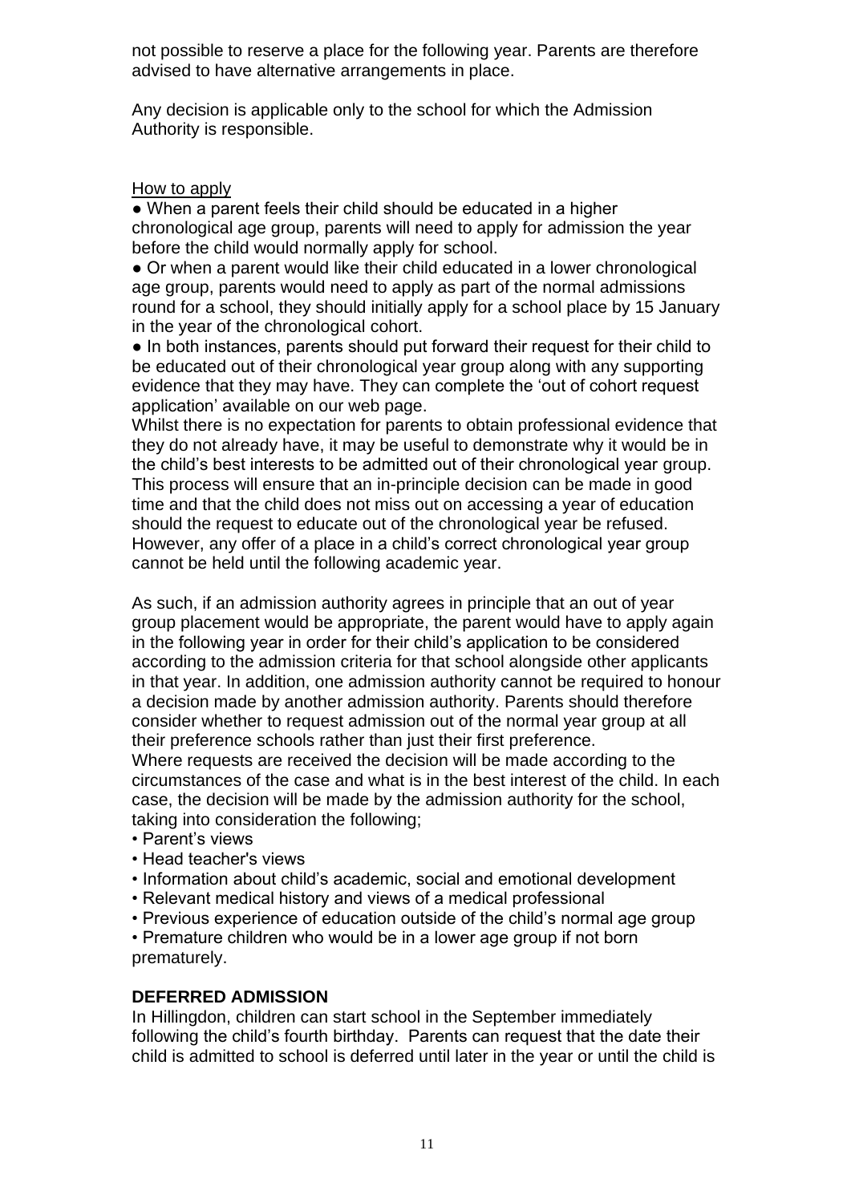not possible to reserve a place for the following year. Parents are therefore advised to have alternative arrangements in place.

Any decision is applicable only to the school for which the Admission Authority is responsible.

<u>How to apply</u>

- When a parent feels their child should be educated in a higher chronological age group, parents will need to apply for admission the year before the child would normally apply for school.
- Or when a parent would like their child educated in a lower chronological age group, parents would need to apply as part of the normal admissions round for a school, they should initially apply for a school place by 15 January in the year of the chronological cohort.
- In both instances, parents should put forward their request for their child to be educated out of their chronological year group along with any supporting evidence that they may have. They can complete the 'out of cohort request application' available on our web page.

Whilst there is no expectation for parents to obtain professional evidence that they do not already have, it may be useful to demonstrate why it would be in the child's best interests to be admitted out of their chronological year group. This process will ensure that an in-principle decision can be made in good time and that the child does not miss out on accessing a year of education should the request to educate out of the chronological year be refused. However, any offer of a place in a child's correct chronological year group cannot be held until the following academic year.

As such, if an admission authority agrees in principle that an out of year group placement would be appropriate, the parent would have to apply again in the following year in order for their child's application to be considered according to the admission criteria for that school alongside other applicants in that year. In addition, one admission authority cannot be required to honour a decision made by another admission authority. Parents should therefore consider whether to request admission out of the normal year group at all their preference schools rather than just their first preference.

Where requests are received the decision will be made according to the circumstances of the case and what is in the best interest of the child. In each case, the decision will be made by the admission authority for the school, taking into consideration the following;

- Parent's views
- Head teacher's views
- Information about child's academic, social and emotional development
- Relevant medical history and views of a medical professional
- Previous experience of education outside of the child's normal age group
- Premature children who would be in a lower age group if not born prematurely.

**DEFERRED ADMISSION**

In Hillingdon, children can start school in the September immediately following the child's fourth birthday. Parents can request that the date their child is admitted to school is deferred until later in the year or until the child is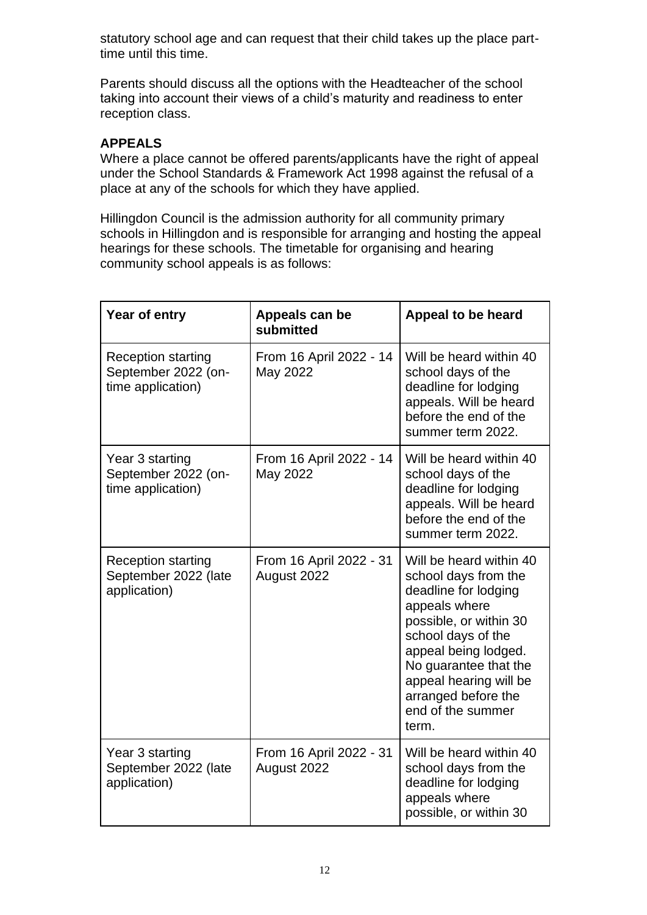statutory school age and can request that their child takes up the place part-time until this time.

Parents should discuss all the options with the Headteacher of the school taking into account their views of a child's maturity and readiness to enter reception class.

**APPEALS**

Where a place cannot be offered parents/applicants have the right of appeal under the School Standards & Framework Act 1998 against the refusal of a place at any of the schools for which they have applied.

Hillingdon Council is the admission authority for all community primary schools in Hillingdon and is responsible for arranging and hosting the appeal hearings for these schools. The timetable for organising and hearing community school appeals is as follows:

| Year of entry | Appeals can be submitted | Appeal to be heard |
|---|---|---|
| Reception starting September 2022 (on-time application) | From 16 April 2022 - 14 May 2022 | Will be heard within 40 school days of the deadline for lodging appeals. Will be heard before the end of the summer term 2022. |
| Year 3 starting September 2022 (on-time application) | From 16 April 2022 - 14 May 2022 | Will be heard within 40 school days of the deadline for lodging appeals. Will be heard before the end of the summer term 2022. |
| Reception starting September 2022 (late application) | From 16 April 2022 - 31 August 2022 | Will be heard within 40 school days from the deadline for lodging appeals where possible, or within 30 school days of the appeal being lodged. No guarantee that the appeal hearing will be arranged before the end of the summer term. |
| Year 3 starting September 2022 (late application) | From 16 April 2022 - 31 August 2022 | Will be heard within 40 school days from the deadline for lodging appeals where possible, or within 30 |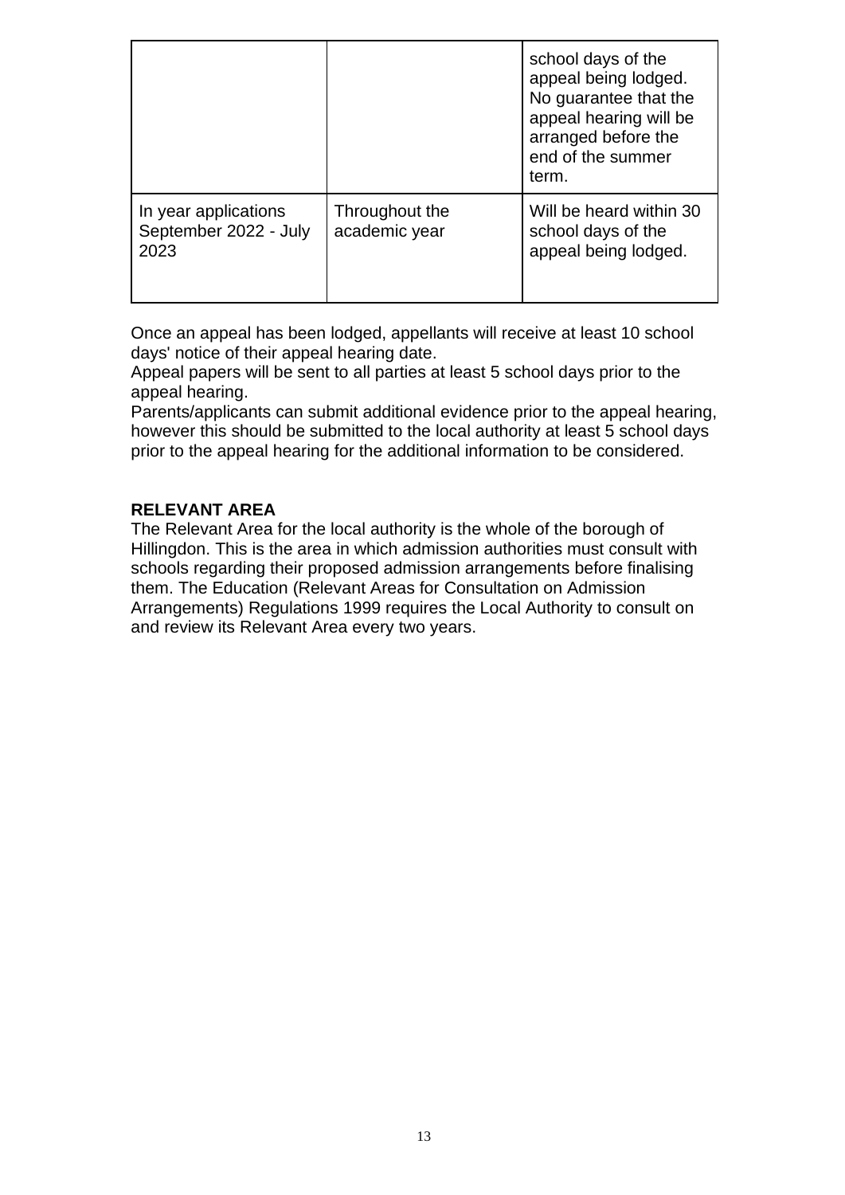|  |  | school days of the appeal being lodged. No guarantee that the appeal hearing will be arranged before the end of the summer term. |
| --- | --- | --- |
| In year applications September 2022 - July 2023 | Throughout the academic year | Will be heard within 30 school days of the appeal being lodged. |

Once an appeal has been lodged, appellants will receive at least 10 school days' notice of their appeal hearing date.
Appeal papers will be sent to all parties at least 5 school days prior to the appeal hearing.
Parents/applicants can submit additional evidence prior to the appeal hearing, however this should be submitted to the local authority at least 5 school days prior to the appeal hearing for the additional information to be considered.

**RELEVANT AREA**
The Relevant Area for the local authority is the whole of the borough of Hillingdon. This is the area in which admission authorities must consult with schools regarding their proposed admission arrangements before finalising them. The Education (Relevant Areas for Consultation on Admission Arrangements) Regulations 1999 requires the Local Authority to consult on and review its Relevant Area every two years.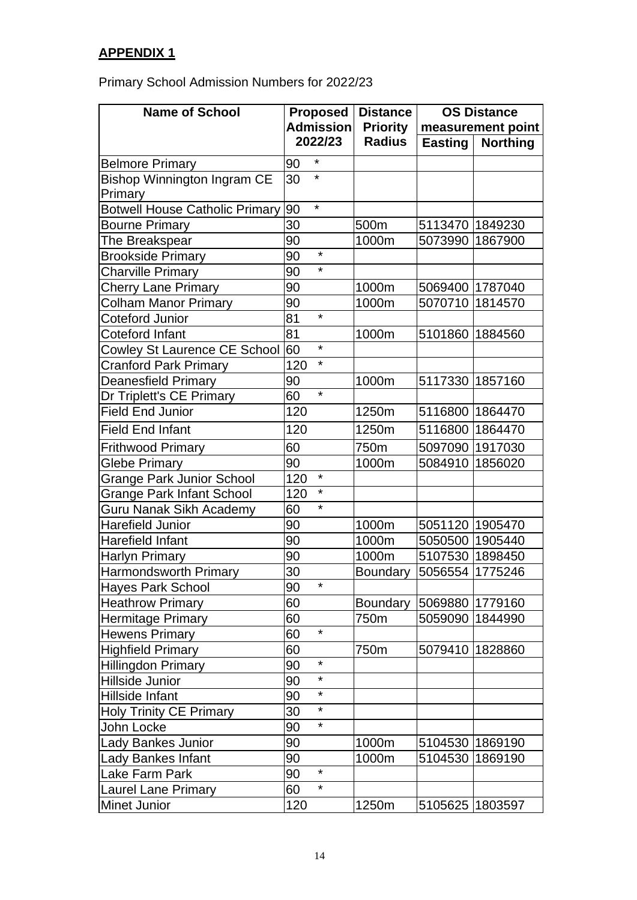## APPENDIX 1

Primary School Admission Numbers for 2022/23

| Name of School | Proposed Admission 2022/23 | Distance Priority Radius | OS Distance measurement point | |
|---|---|---|---|---|
| | | | Easting | Northing |
| Belmore Primary | 90 * | | | |
| Bishop Winnington Ingram CE Primary | 30 * | | | |
| Botwell House Catholic Primary | 90 * | | | |
| Bourne Primary | 30 | 500m | 5113470 | 1849230 |
| The Breakspear | 90 | 1000m | 5073990 | 1867900 |
| Brookside Primary | 90 * | | | |
| Charville Primary | 90 * | | | |
| Cherry Lane Primary | 90 | 1000m | 5069400 | 1787040 |
| Colham Manor Primary | 90 | 1000m | 5070710 | 1814570 |
| Coteford Junior | 81 * | | | |
| Coteford Infant | 81 | 1000m | 5101860 | 1884560 |
| Cowley St Laurence CE School | 60 * | | | |
| Cranford Park Primary | 120 * | | | |
| Deanesfield Primary | 90 | 1000m | 5117330 | 1857160 |
| Dr Triplett's CE Primary | 60 * | | | |
| Field End Junior | 120 | 1250m | 5116800 | 1864470 |
| Field End Infant | 120 | 1250m | 5116800 | 1864470 |
| Frithwood Primary | 60 | 750m | 5097090 | 1917030 |
| Glebe Primary | 90 | 1000m | 5084910 | 1856020 |
| Grange Park Junior School | 120 * | | | |
| Grange Park Infant School | 120 * | | | |
| Guru Nanak Sikh Academy | 60 * | | | |
| Harefield Junior | 90 | 1000m | 5051120 | 1905470 |
| Harefield Infant | 90 | 1000m | 5050500 | 1905440 |
| Harlyn Primary | 90 | 1000m | 5107530 | 1898450 |
| Harmondsworth Primary | 30 | Boundary | 5056554 | 1775246 |
| Hayes Park School | 90 * | | | |
| Heathrow Primary | 60 | Boundary | 5069880 | 1779160 |
| Hermitage Primary | 60 | 750m | 5059090 | 1844990 |
| Hewens Primary | 60 * | | | |
| Highfield Primary | 60 | 750m | 5079410 | 1828860 |
| Hillingdon Primary | 90 * | | | |
| Hillside Junior | 90 * | | | |
| Hillside Infant | 90 * | | | |
| Holy Trinity CE Primary | 30 * | | | |
| John Locke | 90 * | | | |
| Lady Bankes Junior | 90 | 1000m | 5104530 | 1869190 |
| Lady Bankes Infant | 90 | 1000m | 5104530 | 1869190 |
| Lake Farm Park | 90 * | | | |
| Laurel Lane Primary | 60 * | | | |
| Minet Junior | 120 | 1250m | 5105625 | 1803597 |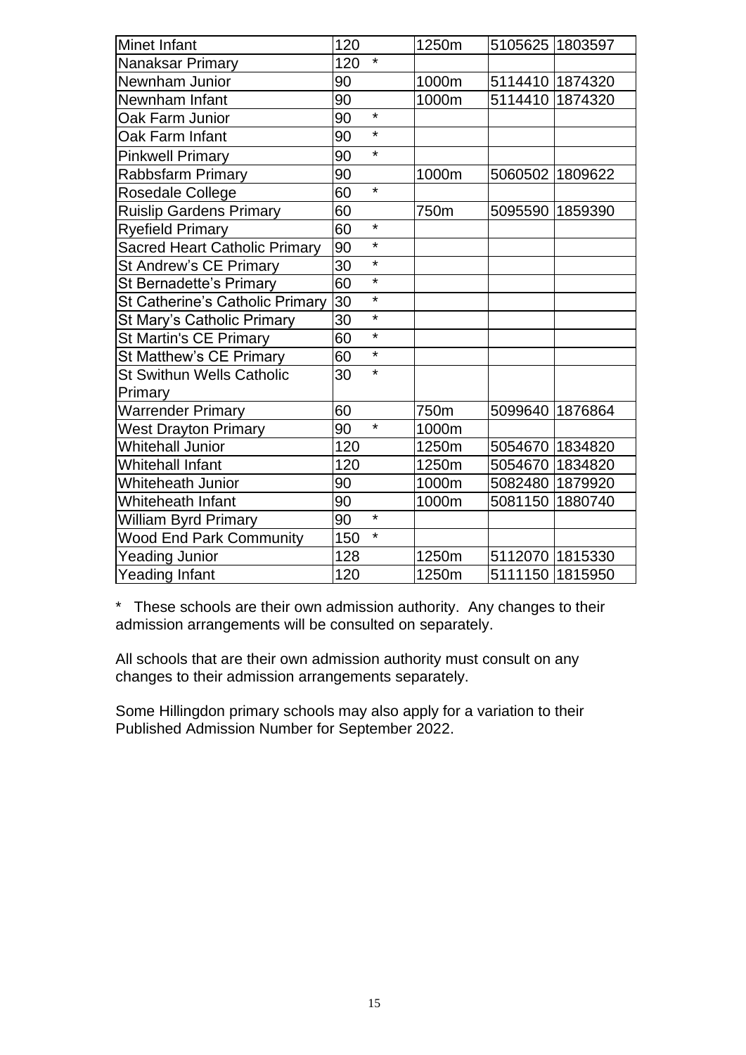| | | | | | |
|---|---|---|---|---|---|
| Minet Infant | 120 | | 1250m | 5105625 | 1803597 |
| Nanaksar Primary | 120 | * | | | |
| Newnham Junior | 90 | | 1000m | 5114410 | 1874320 |
| Newnham Infant | 90 | | 1000m | 5114410 | 1874320 |
| Oak Farm Junior | 90 | * | | | |
| Oak Farm Infant | 90 | * | | | |
| Pinkwell Primary | 90 | * | | | |
| Rabbsfarm Primary | 90 | | 1000m | 5060502 | 1809622 |
| Rosedale College | 60 | * | | | |
| Ruislip Gardens Primary | 60 | | 750m | 5095590 | 1859390 |
| Ryefield Primary | 60 | * | | | |
| Sacred Heart Catholic Primary | 90 | * | | | |
| St Andrew's CE Primary | 30 | * | | | |
| St Bernadette's Primary | 60 | * | | | |
| St Catherine's Catholic Primary | 30 | * | | | |
| St Mary's Catholic Primary | 30 | * | | | |
| St Martin's CE Primary | 60 | * | | | |
| St Matthew's CE Primary | 60 | * | | | |
| St Swithun Wells Catholic Primary | 30 | * | | | |
| Warrender Primary | 60 | | 750m | 5099640 | 1876864 |
| West Drayton Primary | 90 | * | 1000m | | |
| Whitehall Junior | 120 | | 1250m | 5054670 | 1834820 |
| Whitehall Infant | 120 | | 1250m | 5054670 | 1834820 |
| Whiteheath Junior | 90 | | 1000m | 5082480 | 1879920 |
| Whiteheath Infant | 90 | | 1000m | 5081150 | 1880740 |
| William Byrd Primary | 90 | * | | | |
| Wood End Park Community | 150 | * | | | |
| Yeading Junior | 128 | | 1250m | 5112070 | 1815330 |
| Yeading Infant | 120 | | 1250m | 5111150 | 1815950 |

* These schools are their own admission authority. Any changes to their admission arrangements will be consulted on separately.

All schools that are their own admission authority must consult on any changes to their admission arrangements separately.

Some Hillingdon primary schools may also apply for a variation to their Published Admission Number for September 2022.